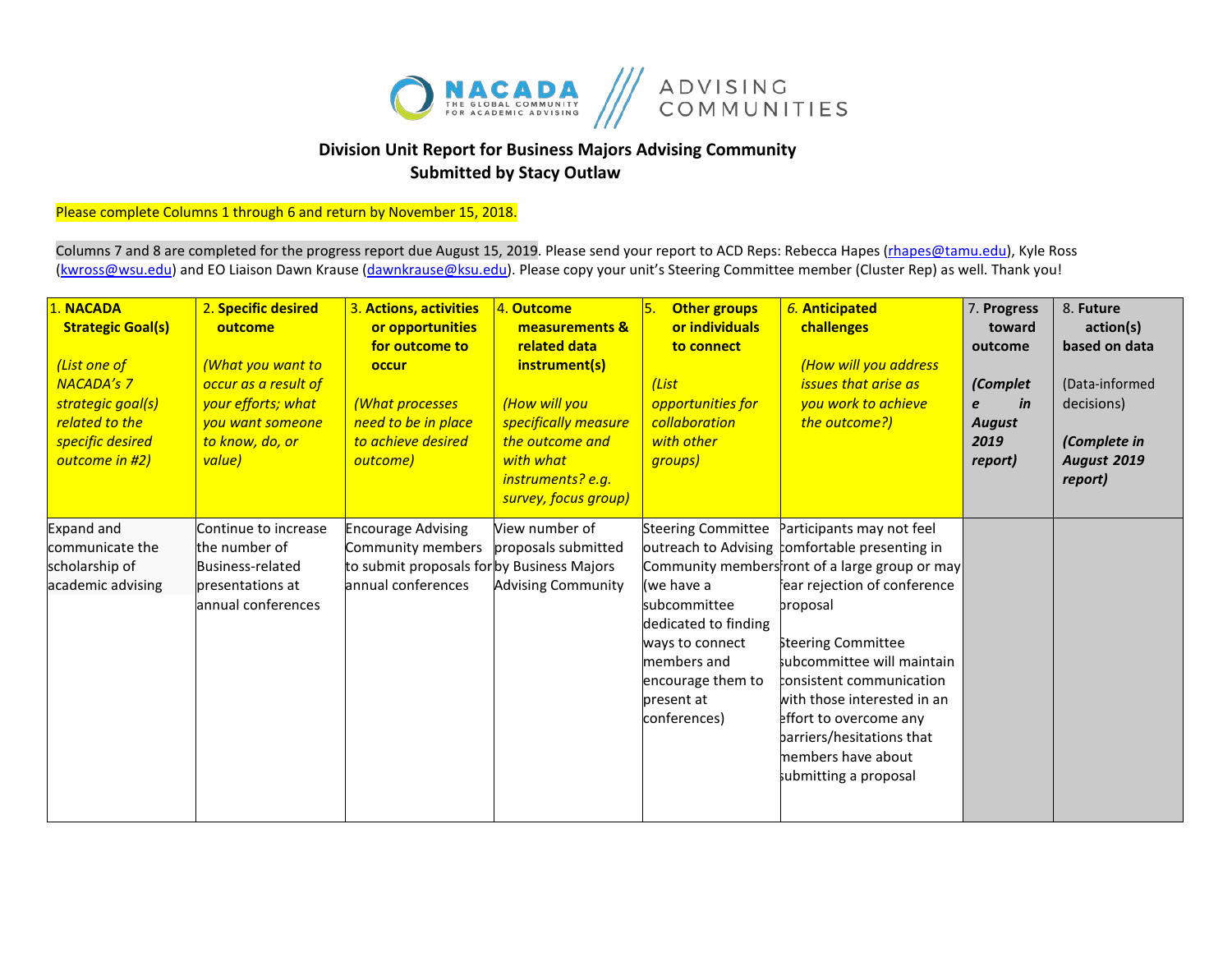NACADA THE GLOBAL COMMUNITY FOR ACADEMIC ADVISING | ADVISING COMMUNITIES

# Division Unit Report for Business Majors Advising Community

## Submitted by Stacy Outlaw

Please complete Columns 1 through 6 and return by November 15, 2018.

Columns 7 and 8 are completed for the progress report due August 15, 2019. Please send your report to ACD Reps: Rebecca Hapes (rhapes@tamu.edu), Kyle Ross (kwross@wsu.edu) and EO Liaison Dawn Krause (dawnkrause@ksu.edu). Please copy your unit's Steering Committee member (Cluster Rep) as well. Thank you!

| 1. **NACADA Strategic Goal(s)** *(List one of NACADA's 7 strategic goal(s) related to the specific desired outcome in #2)* | 2. **Specific desired outcome** *(What you want to occur as a result of your efforts; what you want someone to know, do, or value)* | 3. **Actions, activities or opportunities for outcome to occur** *(What processes need to be in place to achieve desired outcome)* | 4. **Outcome measurements & related data instrument(s)** *(How will you specifically measure the outcome and with what instruments? e.g. survey, focus group)* | 5. **Other groups or individuals to connect** *(List opportunities for collaboration with other groups)* | 6. **Anticipated challenges** *(How will you address issues that arise as you work to achieve the outcome?)* | 7. **Progress toward outcome** ***(Complete in August 2019 report)*** | 8. **Future action(s) based on data** (Data-informed decisions) ***(Complete in August 2019 report)*** |
|---|---|---|---|---|---|---|---|
| Expand and communicate the scholarship of academic advising | Continue to increase the number of Business-related presentations at annual conferences | Encourage Advising Community members to submit proposals for annual conferences | View number of proposals submitted by Business Majors Advising Community | Steering Committee outreach to Advising Community members (we have a subcommittee dedicated to finding ways to connect members and encourage them to present at conferences) | Participants may not feel comfortable presenting in front of a large group or may fear rejection of conference proposal<br><br>Steering Committee subcommittee will maintain consistent communication with those interested in an effort to overcome any barriers/hesitations that members have about submitting a proposal | | |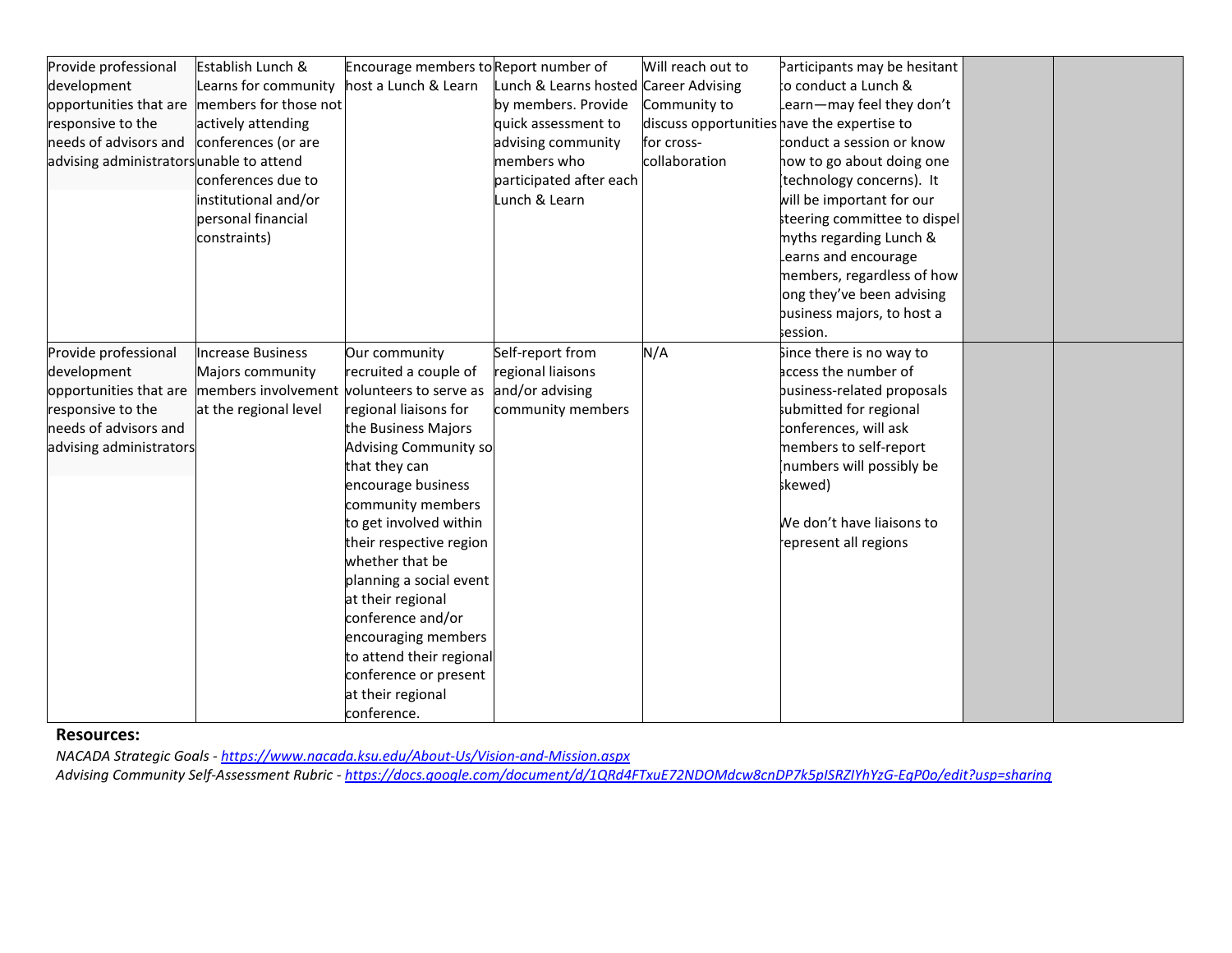| | | | | | | | |
|---|---|---|---|---|---|---|---|
| Provide professional development opportunities that are responsive to the needs of advisors and advising administrators | Establish Lunch & Learns for community members for those not actively attending conferences (or are unable to attend conferences due to institutional and/or personal financial constraints) | Encourage members to host a Lunch & Learn | Report number of Lunch & Learns hosted by members. Provide quick assessment to advising community members who participated after each Lunch & Learn | Will reach out to Career Advising Community to discuss opportunities for cross-collaboration | Participants may be hesitant to conduct a Lunch & Learn—may feel they don't have the expertise to conduct a session or know how to go about doing one (technology concerns). It will be important for our steering committee to dispel myths regarding Lunch & Learns and encourage members, regardless of how long they've been advising business majors, to host a session. | | |
| Provide professional development opportunities that are responsive to the needs of advisors and advising administrators | Increase Business Majors community members involvement at the regional level | Our community recruited a couple of volunteers to serve as regional liaisons for the Business Majors Advising Community so that they can encourage business community members to get involved within their respective region whether that be planning a social event at their regional conference and/or encouraging members to attend their regional conference or present at their regional conference. | Self-report from regional liaisons and/or advising community members | N/A | Since there is no way to access the number of business-related proposals submitted for regional conferences, will ask members to self-report (numbers will possibly be skewed)<br><br>We don't have liaisons to represent all regions | | |

**Resources:**

*NACADA Strategic Goals - https://www.nacada.ksu.edu/About-Us/Vision-and-Mission.aspx*

*Advising Community Self-Assessment Rubric - https://docs.google.com/document/d/1QRd4FTxuE72NDOMdcw8cnDP7k5pISRZIYhYzG-EgP0o/edit?usp=sharing*